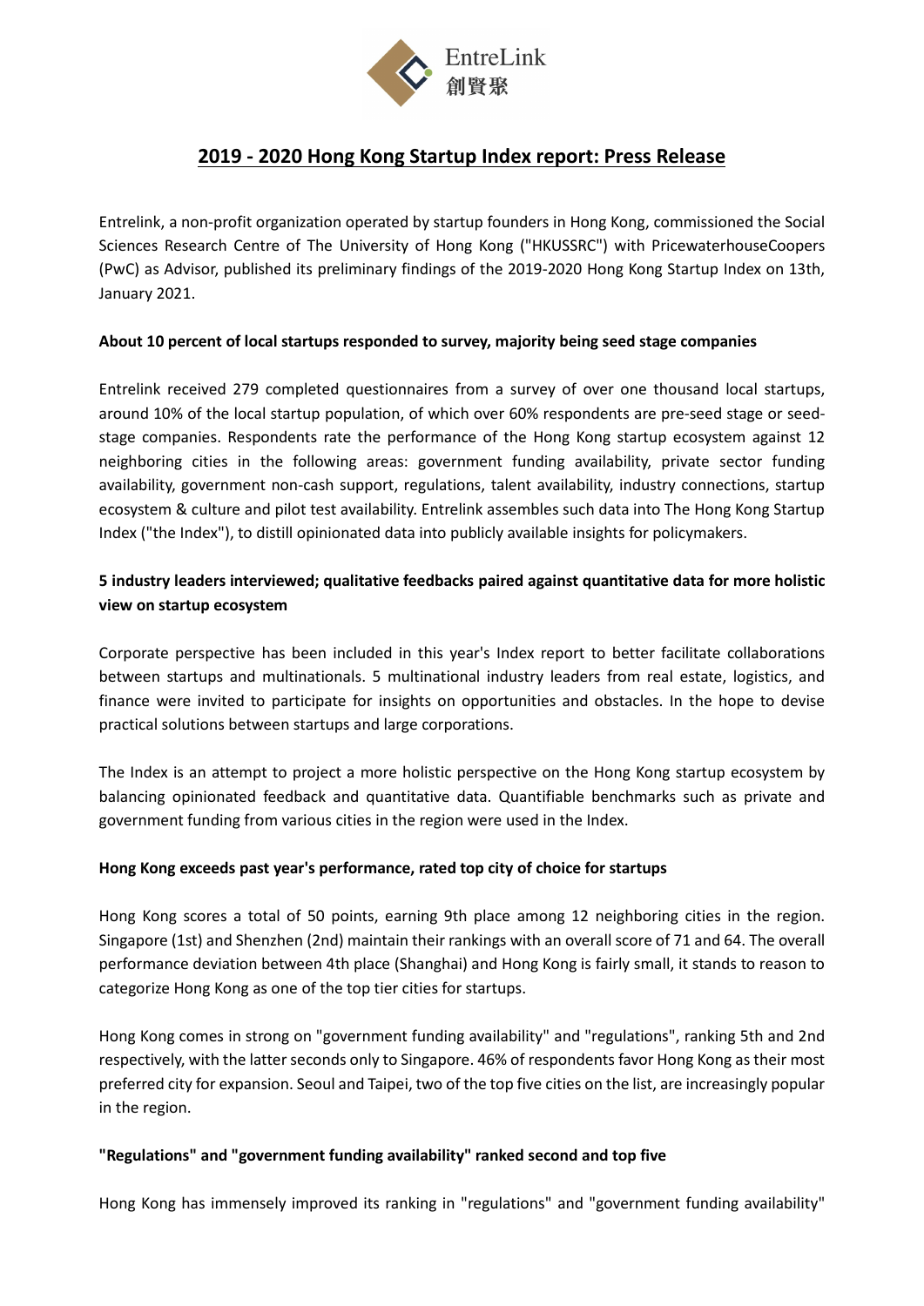EntreLink 創賢聚

# 2019 - 2020 Hong Kong Startup Index report: Press Release

Entrelink, a non-profit organization operated by startup founders in Hong Kong, commissioned the Social Sciences Research Centre of The University of Hong Kong ("HKUSSRC") with PricewaterhouseCoopers (PwC) as Advisor, published its preliminary findings of the 2019-2020 Hong Kong Startup Index on 13th, January 2021.

**About 10 percent of local startups responded to survey, majority being seed stage companies**

Entrelink received 279 completed questionnaires from a survey of over one thousand local startups, around 10% of the local startup population, of which over 60% respondents are pre-seed stage or seed-stage companies. Respondents rate the performance of the Hong Kong startup ecosystem against 12 neighboring cities in the following areas: government funding availability, private sector funding availability, government non-cash support, regulations, talent availability, industry connections, startup ecosystem & culture and pilot test availability. Entrelink assembles such data into The Hong Kong Startup Index ("the Index"), to distill opinionated data into publicly available insights for policymakers.

**5 industry leaders interviewed; qualitative feedbacks paired against quantitative data for more holistic view on startup ecosystem**

Corporate perspective has been included in this year's Index report to better facilitate collaborations between startups and multinationals. 5 multinational industry leaders from real estate, logistics, and finance were invited to participate for insights on opportunities and obstacles. In the hope to devise practical solutions between startups and large corporations.

The Index is an attempt to project a more holistic perspective on the Hong Kong startup ecosystem by balancing opinionated feedback and quantitative data. Quantifiable benchmarks such as private and government funding from various cities in the region were used in the Index.

**Hong Kong exceeds past year's performance, rated top city of choice for startups**

Hong Kong scores a total of 50 points, earning 9th place among 12 neighboring cities in the region. Singapore (1st) and Shenzhen (2nd) maintain their rankings with an overall score of 71 and 64. The overall performance deviation between 4th place (Shanghai) and Hong Kong is fairly small, it stands to reason to categorize Hong Kong as one of the top tier cities for startups.

Hong Kong comes in strong on "government funding availability" and "regulations", ranking 5th and 2nd respectively, with the latter seconds only to Singapore. 46% of respondents favor Hong Kong as their most preferred city for expansion. Seoul and Taipei, two of the top five cities on the list, are increasingly popular in the region.

**"Regulations" and "government funding availability" ranked second and top five**

Hong Kong has immensely improved its ranking in "regulations" and "government funding availability"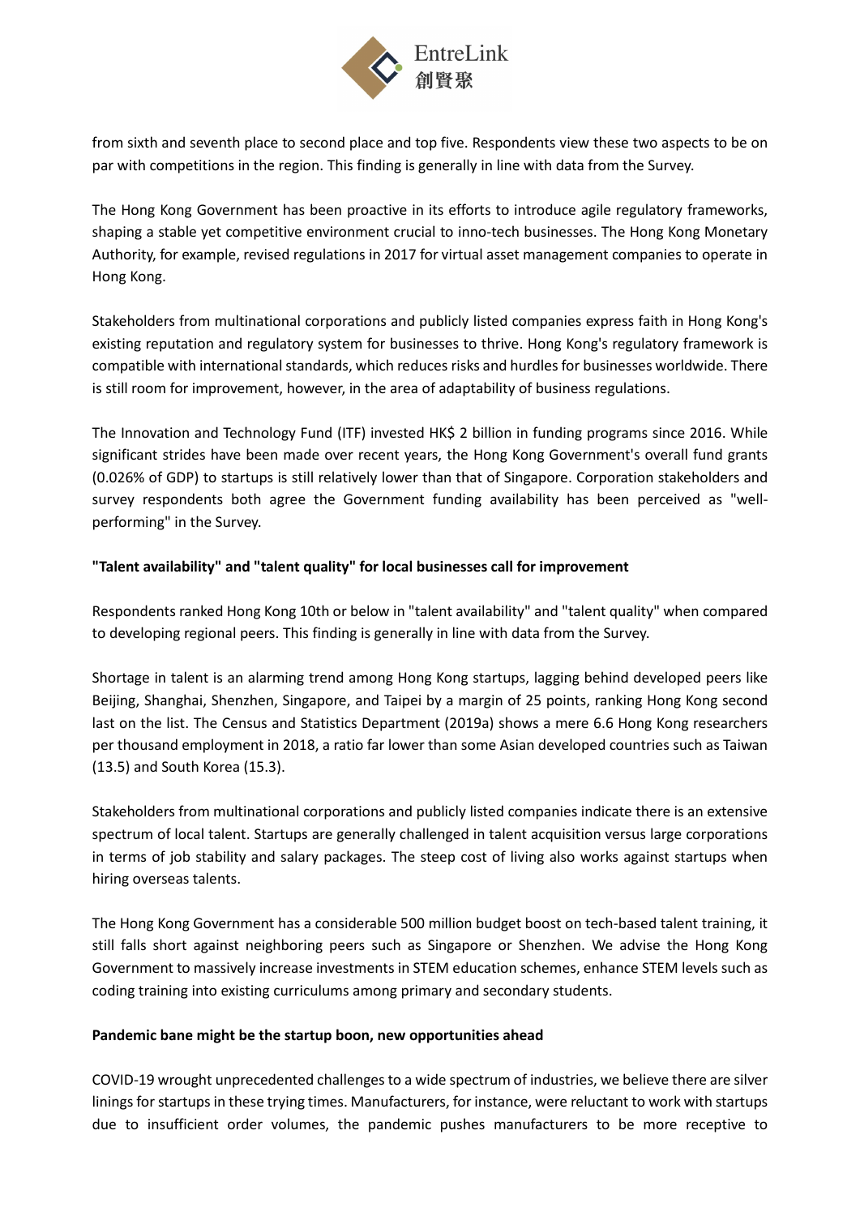from sixth and seventh place to second place and top five. Respondents view these two aspects to be on par with competitions in the region. This finding is generally in line with data from the Survey.

The Hong Kong Government has been proactive in its efforts to introduce agile regulatory frameworks, shaping a stable yet competitive environment crucial to inno-tech businesses. The Hong Kong Monetary Authority, for example, revised regulations in 2017 for virtual asset management companies to operate in Hong Kong.

Stakeholders from multinational corporations and publicly listed companies express faith in Hong Kong's existing reputation and regulatory system for businesses to thrive. Hong Kong's regulatory framework is compatible with international standards, which reduces risks and hurdles for businesses worldwide. There is still room for improvement, however, in the area of adaptability of business regulations.

The Innovation and Technology Fund (ITF) invested HK$ 2 billion in funding programs since 2016. While significant strides have been made over recent years, the Hong Kong Government's overall fund grants (0.026% of GDP) to startups is still relatively lower than that of Singapore. Corporation stakeholders and survey respondents both agree the Government funding availability has been perceived as "well-performing" in the Survey.

**"Talent availability" and "talent quality" for local businesses call for improvement**

Respondents ranked Hong Kong 10th or below in "talent availability" and "talent quality" when compared to developing regional peers. This finding is generally in line with data from the Survey.

Shortage in talent is an alarming trend among Hong Kong startups, lagging behind developed peers like Beijing, Shanghai, Shenzhen, Singapore, and Taipei by a margin of 25 points, ranking Hong Kong second last on the list. The Census and Statistics Department (2019a) shows a mere 6.6 Hong Kong researchers per thousand employment in 2018, a ratio far lower than some Asian developed countries such as Taiwan (13.5) and South Korea (15.3).

Stakeholders from multinational corporations and publicly listed companies indicate there is an extensive spectrum of local talent. Startups are generally challenged in talent acquisition versus large corporations in terms of job stability and salary packages. The steep cost of living also works against startups when hiring overseas talents.

The Hong Kong Government has a considerable 500 million budget boost on tech-based talent training, it still falls short against neighboring peers such as Singapore or Shenzhen. We advise the Hong Kong Government to massively increase investments in STEM education schemes, enhance STEM levels such as coding training into existing curriculums among primary and secondary students.

**Pandemic bane might be the startup boon, new opportunities ahead**

COVID-19 wrought unprecedented challenges to a wide spectrum of industries, we believe there are silver linings for startups in these trying times. Manufacturers, for instance, were reluctant to work with startups due to insufficient order volumes, the pandemic pushes manufacturers to be more receptive to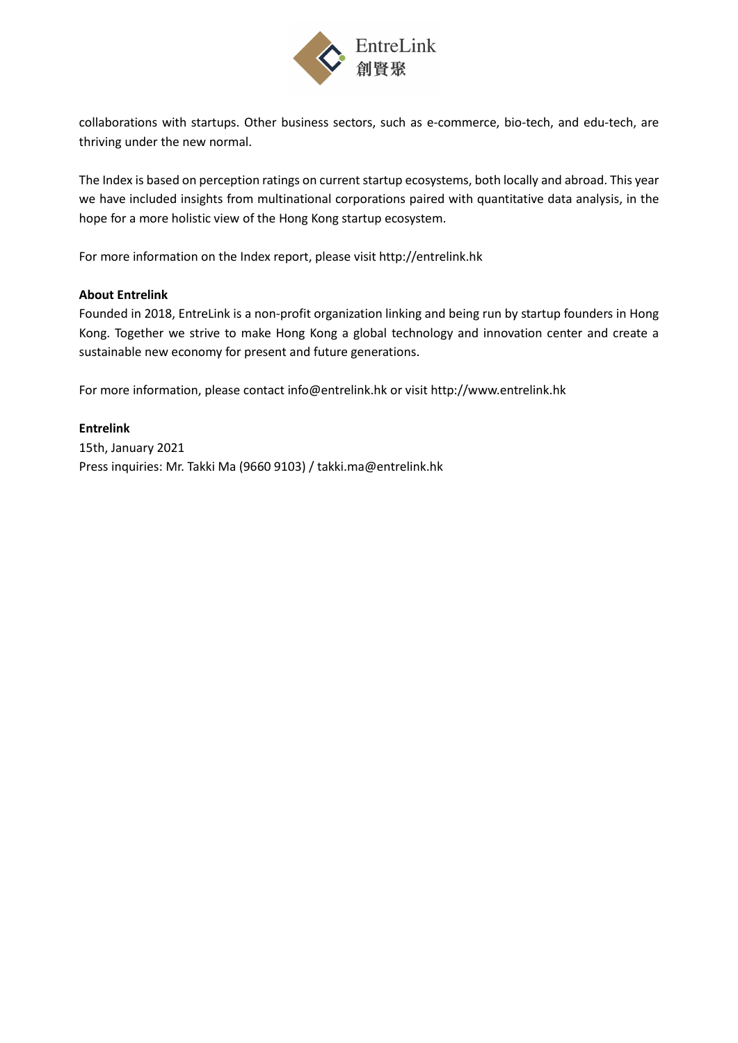collaborations with startups. Other business sectors, such as e-commerce, bio-tech, and edu-tech, are thriving under the new normal.

The Index is based on perception ratings on current startup ecosystems, both locally and abroad. This year we have included insights from multinational corporations paired with quantitative data analysis, in the hope for a more holistic view of the Hong Kong startup ecosystem.

For more information on the Index report, please visit http://entrelink.hk

**About Entrelink**

Founded in 2018, EntreLink is a non-profit organization linking and being run by startup founders in Hong Kong. Together we strive to make Hong Kong a global technology and innovation center and create a sustainable new economy for present and future generations.

For more information, please contact info@entrelink.hk or visit http://www.entrelink.hk

**Entrelink**

15th, January 2021

Press inquiries: Mr. Takki Ma (9660 9103) / takki.ma@entrelink.hk